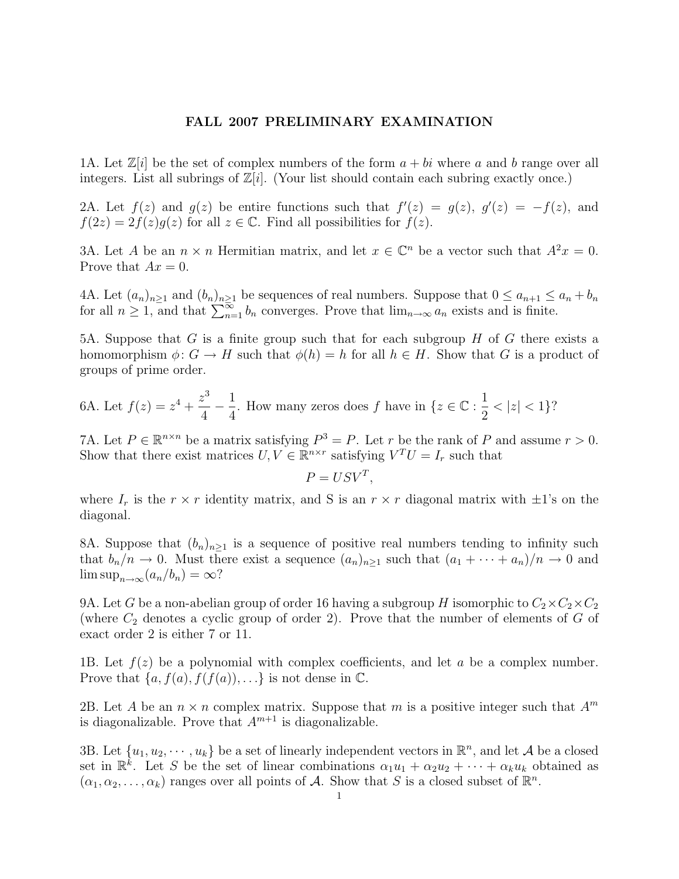# FALL 2007 PRELIMINARY EXAMINATION

1A. Let $\mathbb{Z}[i]$ be the set of complex numbers of the form $a + bi$ where $a$ and $b$ range over all integers. List all subrings of $\mathbb{Z}[i]$. (Your list should contain each subring exactly once.)

2A. Let $f(z)$ and $g(z)$ be entire functions such that $f'(z) = g(z)$, $g'(z) = -f(z)$, and $f(2z) = 2f(z)g(z)$ for all $z \in \mathbb{C}$. Find all possibilities for $f(z)$.

3A. Let $A$ be an $n \times n$ Hermitian matrix, and let $x \in \mathbb{C}^n$ be a vector such that $A^2 x = 0$. Prove that $Ax = 0$.

4A. Let $(a_n)_{n \geq 1}$ and $(b_n)_{n \geq 1}$ be sequences of real numbers. Suppose that $0 \leq a_{n+1} \leq a_n + b_n$ for all $n \geq 1$, and that $\sum_{n=1}^{\infty} b_n$ converges. Prove that $\lim_{n \to \infty} a_n$ exists and is finite.

5A. Suppose that $G$ is a finite group such that for each subgroup $H$ of $G$ there exists a homomorphism $\phi \colon G \to H$ such that $\phi(h) = h$ for all $h \in H$. Show that $G$ is a product of groups of prime order.

6A. Let $f(z) = z^4 + \dfrac{z^3}{4} - \dfrac{1}{4}$. How many zeros does $f$ have in $\{z \in \mathbb{C} : \dfrac{1}{2} < |z| < 1\}$?

7A. Let $P \in \mathbb{R}^{n \times n}$ be a matrix satisfying $P^3 = P$. Let $r$ be the rank of $P$ and assume $r > 0$. Show that there exist matrices $U, V \in \mathbb{R}^{n \times r}$ satisfying $V^T U = I_r$ such that

$$P = USV^T,$$

where $I_r$ is the $r \times r$ identity matrix, and S is an $r \times r$ diagonal matrix with $\pm 1$'s on the diagonal.

8A. Suppose that $(b_n)_{n \geq 1}$ is a sequence of positive real numbers tending to infinity such that $b_n / n \to 0$. Must there exist a sequence $(a_n)_{n \geq 1}$ such that $(a_1 + \cdots + a_n)/n \to 0$ and $\limsup_{n \to \infty} (a_n / b_n) = \infty$?

9A. Let $G$ be a non-abelian group of order 16 having a subgroup $H$ isomorphic to $C_2 \times C_2 \times C_2$ (where $C_2$ denotes a cyclic group of order 2). Prove that the number of elements of $G$ of exact order 2 is either 7 or 11.

1B. Let $f(z)$ be a polynomial with complex coefficients, and let $a$ be a complex number. Prove that $\{a, f(a), f(f(a)), \ldots\}$ is not dense in $\mathbb{C}$.

2B. Let $A$ be an $n \times n$ complex matrix. Suppose that $m$ is a positive integer such that $A^m$ is diagonalizable. Prove that $A^{m+1}$ is diagonalizable.

3B. Let $\{u_1, u_2, \cdots, u_k\}$ be a set of linearly independent vectors in $\mathbb{R}^n$, and let $\mathcal{A}$ be a closed set in $\mathbb{R}^k$. Let $S$ be the set of linear combinations $\alpha_1 u_1 + \alpha_2 u_2 + \cdots + \alpha_k u_k$ obtained as $(\alpha_1, \alpha_2, \ldots, \alpha_k)$ ranges over all points of $\mathcal{A}$. Show that $S$ is a closed subset of $\mathbb{R}^n$.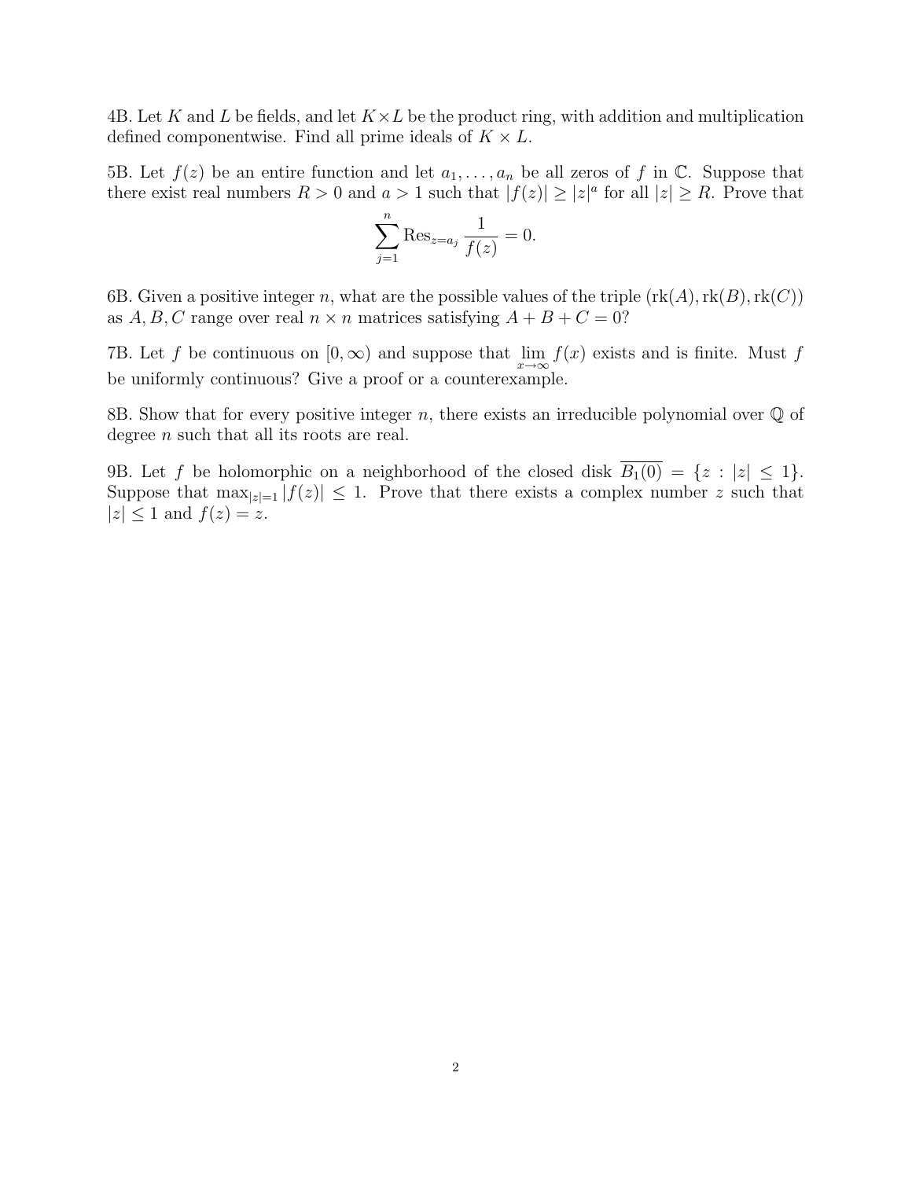4B. Let $K$ and $L$ be fields, and let $K \times L$ be the product ring, with addition and multiplication defined componentwise. Find all prime ideals of $K \times L$.

5B. Let $f(z)$ be an entire function and let $a_1, \ldots, a_n$ be all zeros of $f$ in $\mathbb{C}$. Suppose that there exist real numbers $R > 0$ and $a > 1$ such that $|f(z)| \geq |z|^a$ for all $|z| \geq R$. Prove that

$$\sum_{j=1}^{n} \mathrm{Res}_{z=a_j} \frac{1}{f(z)} = 0.$$

6B. Given a positive integer $n$, what are the possible values of the triple $(\mathrm{rk}(A), \mathrm{rk}(B), \mathrm{rk}(C))$ as $A, B, C$ range over real $n \times n$ matrices satisfying $A + B + C = 0$?

7B. Let $f$ be continuous on $[0, \infty)$ and suppose that $\lim_{x \to \infty} f(x)$ exists and is finite. Must $f$ be uniformly continuous? Give a proof or a counterexample.

8B. Show that for every positive integer $n$, there exists an irreducible polynomial over $\mathbb{Q}$ of degree $n$ such that all its roots are real.

9B. Let $f$ be holomorphic on a neighborhood of the closed disk $\overline{B_1(0)} = \{z : |z| \leq 1\}$. Suppose that $\max_{|z|=1} |f(z)| \leq 1$. Prove that there exists a complex number $z$ such that $|z| \leq 1$ and $f(z) = z$.